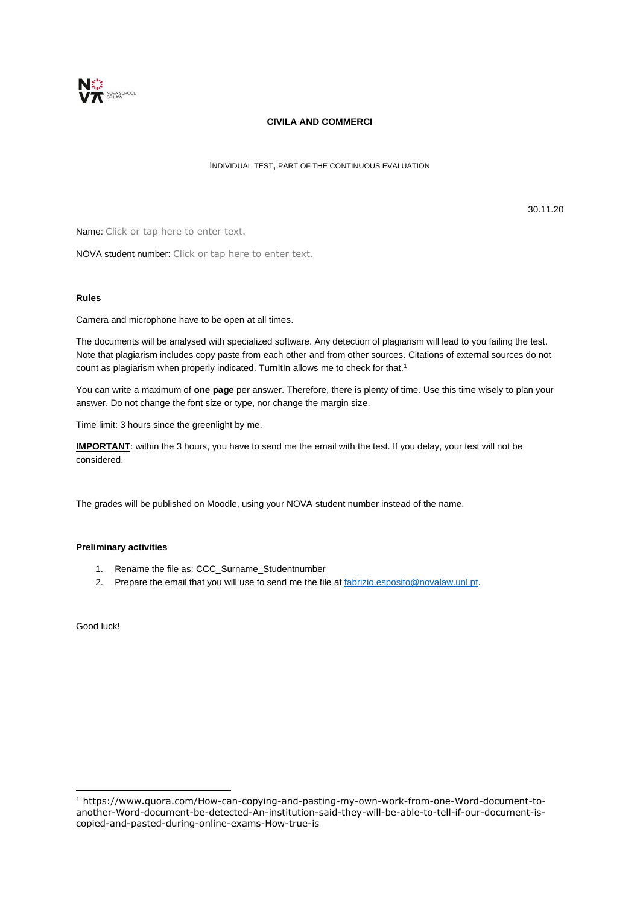NOVA SCHOOL OF LAW

**CIVILA AND COMMERCI**

INDIVIDUAL TEST, PART OF THE CONTINUOUS EVALUATION

30.11.20

Name: Click or tap here to enter text.

NOVA student number: Click or tap here to enter text.

**Rules**

Camera and microphone have to be open at all times.

The documents will be analysed with specialized software. Any detection of plagiarism will lead to you failing the test. Note that plagiarism includes copy paste from each other and from other sources. Citations of external sources do not count as plagiarism when properly indicated. TurnItIn allows me to check for that.[1]

You can write a maximum of **one page** per answer. Therefore, there is plenty of time. Use this time wisely to plan your answer. Do not change the font size or type, nor change the margin size.

Time limit: 3 hours since the greenlight by me.

**IMPORTANT**: within the 3 hours, you have to send me the email with the test. If you delay, your test will not be considered.

The grades will be published on Moodle, using your NOVA student number instead of the name.

**Preliminary activities**

1. Rename the file as: CCC_Surname_Studentnumber
2. Prepare the email that you will use to send me the file at fabrizio.esposito@novalaw.unl.pt.

Good luck!

---

[1] https://www.quora.com/How-can-copying-and-pasting-my-own-work-from-one-Word-document-to-another-Word-document-be-detected-An-institution-said-they-will-be-able-to-tell-if-our-document-is-copied-and-pasted-during-online-exams-How-true-is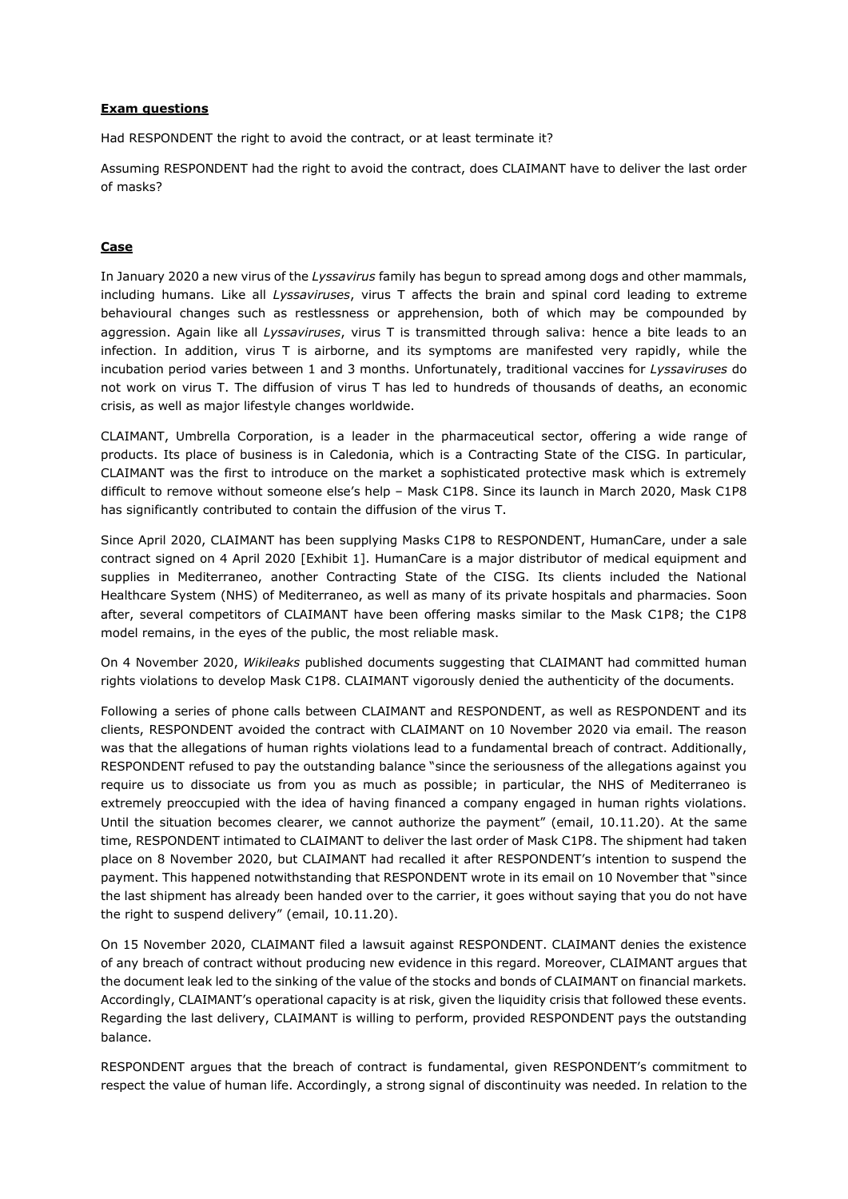**Exam questions**

Had RESPONDENT the right to avoid the contract, or at least terminate it?

Assuming RESPONDENT had the right to avoid the contract, does CLAIMANT have to deliver the last order of masks?

**Case**

In January 2020 a new virus of the *Lyssavirus* family has begun to spread among dogs and other mammals, including humans. Like all *Lyssaviruses*, virus T affects the brain and spinal cord leading to extreme behavioural changes such as restlessness or apprehension, both of which may be compounded by aggression. Again like all *Lyssaviruses*, virus T is transmitted through saliva: hence a bite leads to an infection. In addition, virus T is airborne, and its symptoms are manifested very rapidly, while the incubation period varies between 1 and 3 months. Unfortunately, traditional vaccines for *Lyssaviruses* do not work on virus T. The diffusion of virus T has led to hundreds of thousands of deaths, an economic crisis, as well as major lifestyle changes worldwide.

CLAIMANT, Umbrella Corporation, is a leader in the pharmaceutical sector, offering a wide range of products. Its place of business is in Caledonia, which is a Contracting State of the CISG. In particular, CLAIMANT was the first to introduce on the market a sophisticated protective mask which is extremely difficult to remove without someone else's help – Mask C1P8. Since its launch in March 2020, Mask C1P8 has significantly contributed to contain the diffusion of the virus T.

Since April 2020, CLAIMANT has been supplying Masks C1P8 to RESPONDENT, HumanCare, under a sale contract signed on 4 April 2020 [Exhibit 1]. HumanCare is a major distributor of medical equipment and supplies in Mediterraneo, another Contracting State of the CISG. Its clients included the National Healthcare System (NHS) of Mediterraneo, as well as many of its private hospitals and pharmacies. Soon after, several competitors of CLAIMANT have been offering masks similar to the Mask C1P8; the C1P8 model remains, in the eyes of the public, the most reliable mask.

On 4 November 2020, *Wikileaks* published documents suggesting that CLAIMANT had committed human rights violations to develop Mask C1P8. CLAIMANT vigorously denied the authenticity of the documents.

Following a series of phone calls between CLAIMANT and RESPONDENT, as well as RESPONDENT and its clients, RESPONDENT avoided the contract with CLAIMANT on 10 November 2020 via email. The reason was that the allegations of human rights violations lead to a fundamental breach of contract. Additionally, RESPONDENT refused to pay the outstanding balance "since the seriousness of the allegations against you require us to dissociate us from you as much as possible; in particular, the NHS of Mediterraneo is extremely preoccupied with the idea of having financed a company engaged in human rights violations. Until the situation becomes clearer, we cannot authorize the payment" (email, 10.11.20). At the same time, RESPONDENT intimated to CLAIMANT to deliver the last order of Mask C1P8. The shipment had taken place on 8 November 2020, but CLAIMANT had recalled it after RESPONDENT's intention to suspend the payment. This happened notwithstanding that RESPONDENT wrote in its email on 10 November that "since the last shipment has already been handed over to the carrier, it goes without saying that you do not have the right to suspend delivery" (email, 10.11.20).

On 15 November 2020, CLAIMANT filed a lawsuit against RESPONDENT. CLAIMANT denies the existence of any breach of contract without producing new evidence in this regard. Moreover, CLAIMANT argues that the document leak led to the sinking of the value of the stocks and bonds of CLAIMANT on financial markets. Accordingly, CLAIMANT's operational capacity is at risk, given the liquidity crisis that followed these events. Regarding the last delivery, CLAIMANT is willing to perform, provided RESPONDENT pays the outstanding balance.

RESPONDENT argues that the breach of contract is fundamental, given RESPONDENT's commitment to respect the value of human life. Accordingly, a strong signal of discontinuity was needed. In relation to the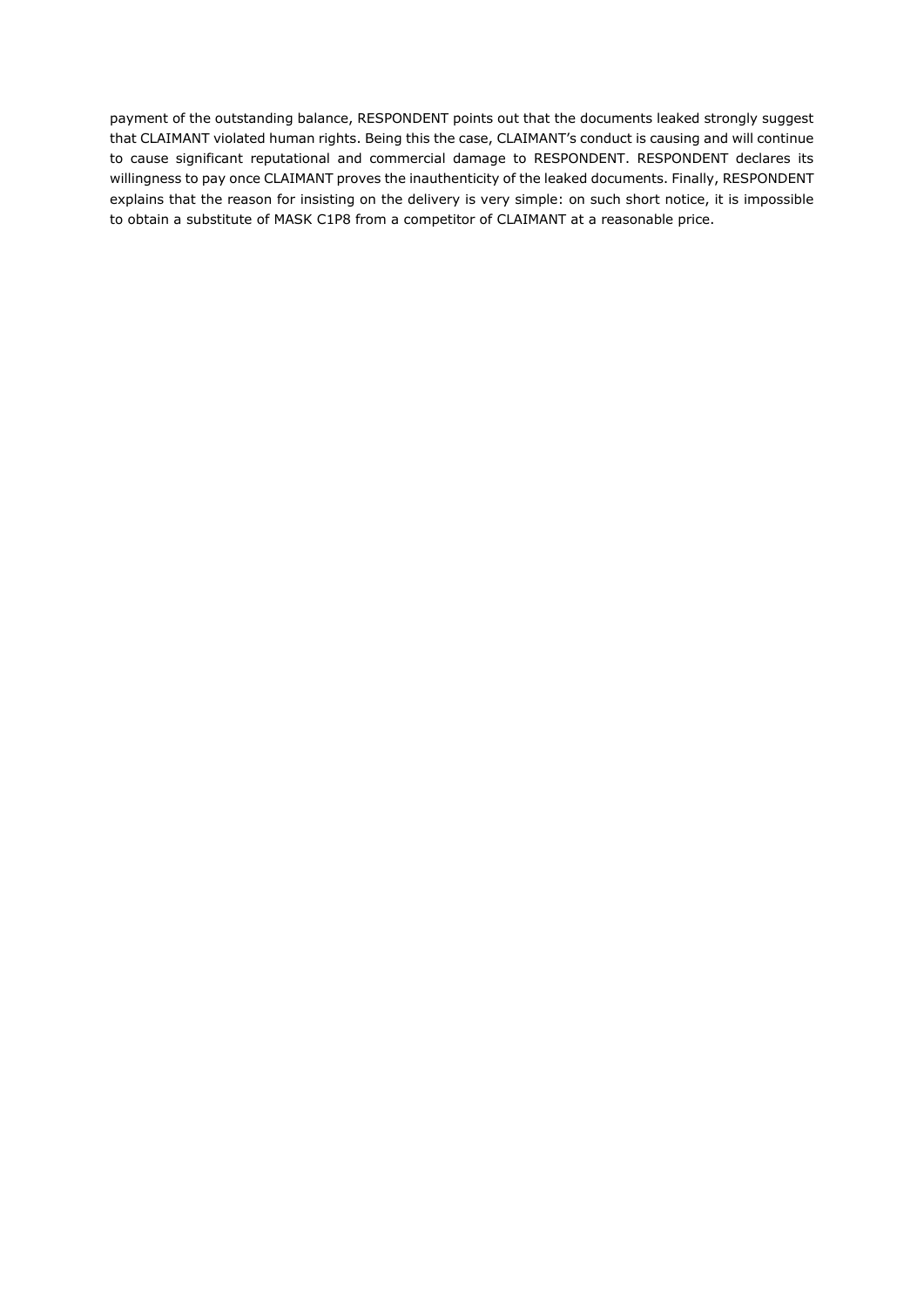payment of the outstanding balance, RESPONDENT points out that the documents leaked strongly suggest that CLAIMANT violated human rights. Being this the case, CLAIMANT's conduct is causing and will continue to cause significant reputational and commercial damage to RESPONDENT. RESPONDENT declares its willingness to pay once CLAIMANT proves the inauthenticity of the leaked documents. Finally, RESPONDENT explains that the reason for insisting on the delivery is very simple: on such short notice, it is impossible to obtain a substitute of MASK C1P8 from a competitor of CLAIMANT at a reasonable price.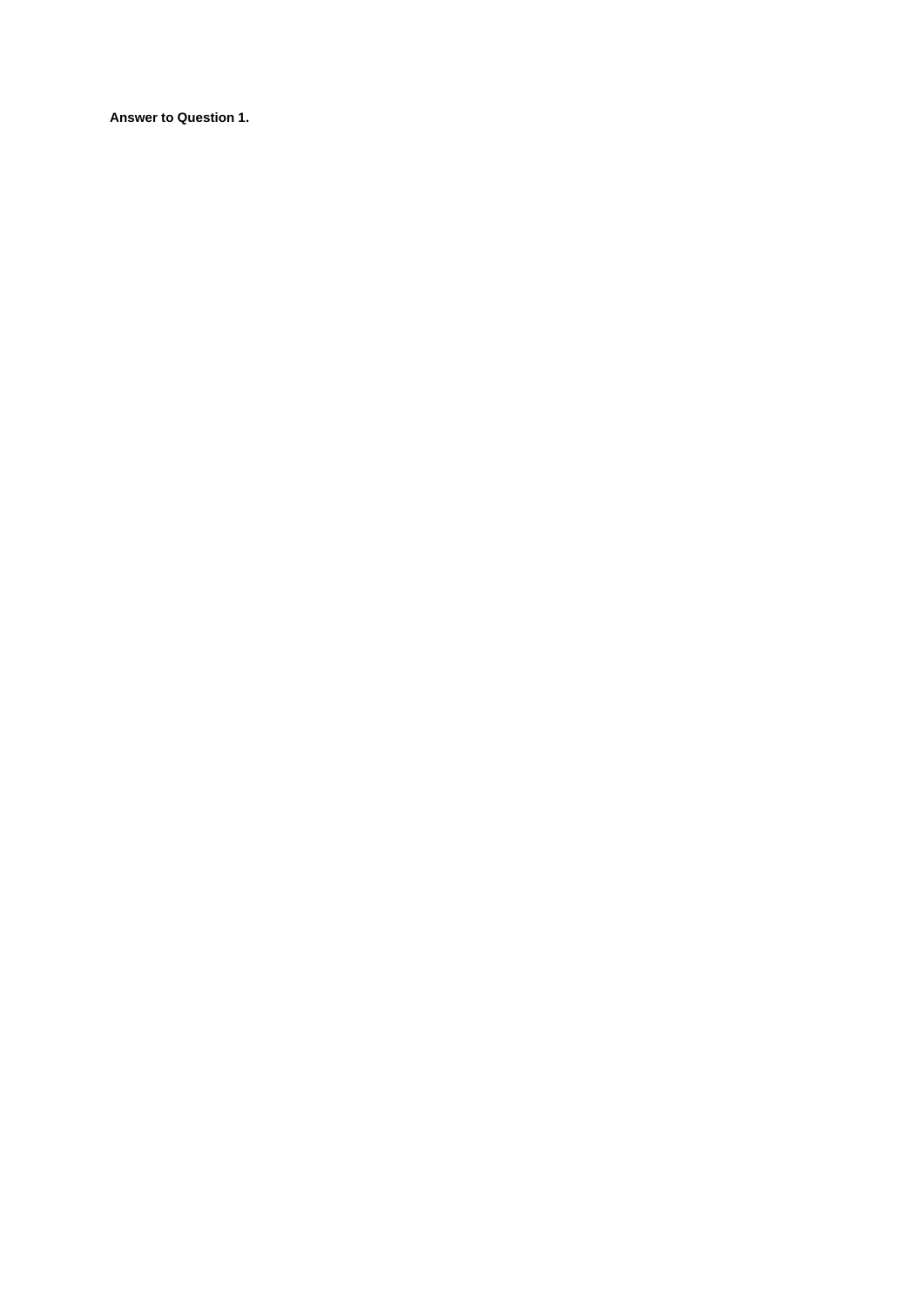**Answer to Question 1.**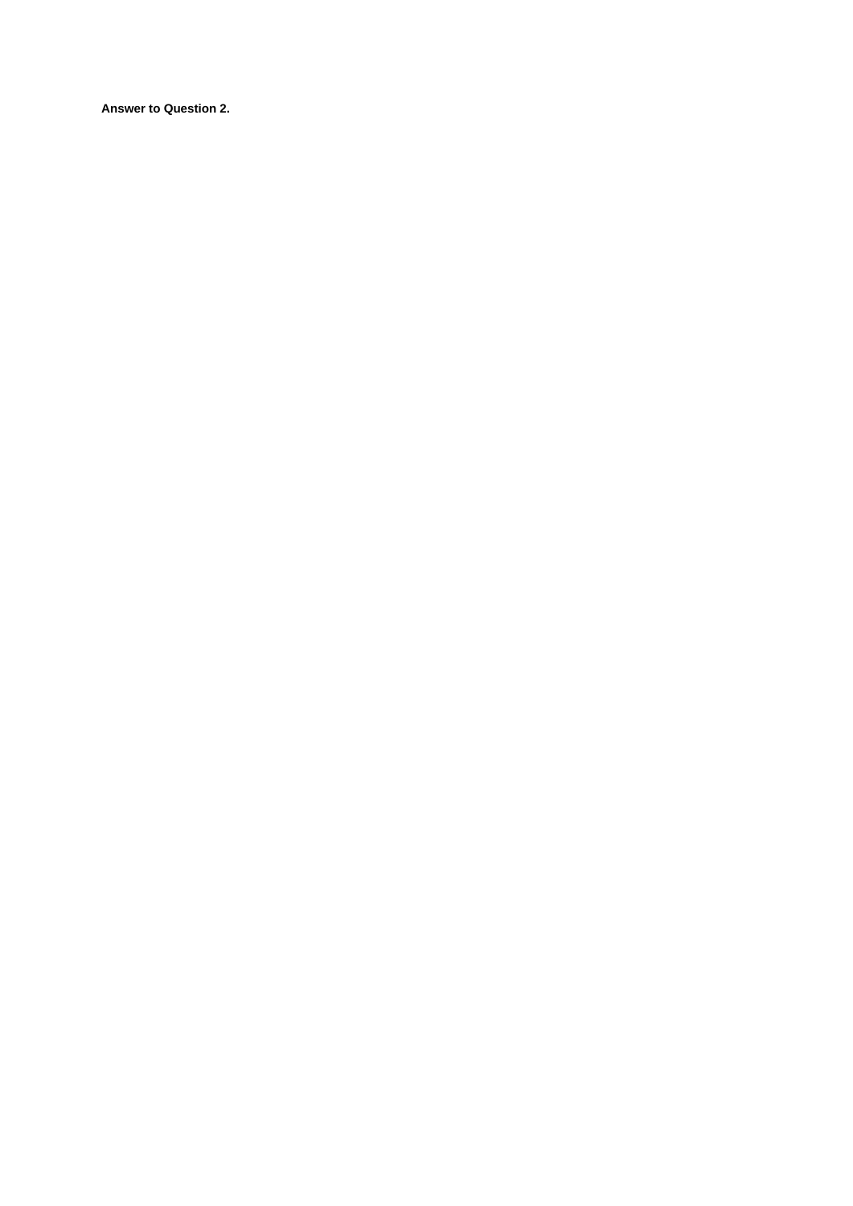**Answer to Question 2.**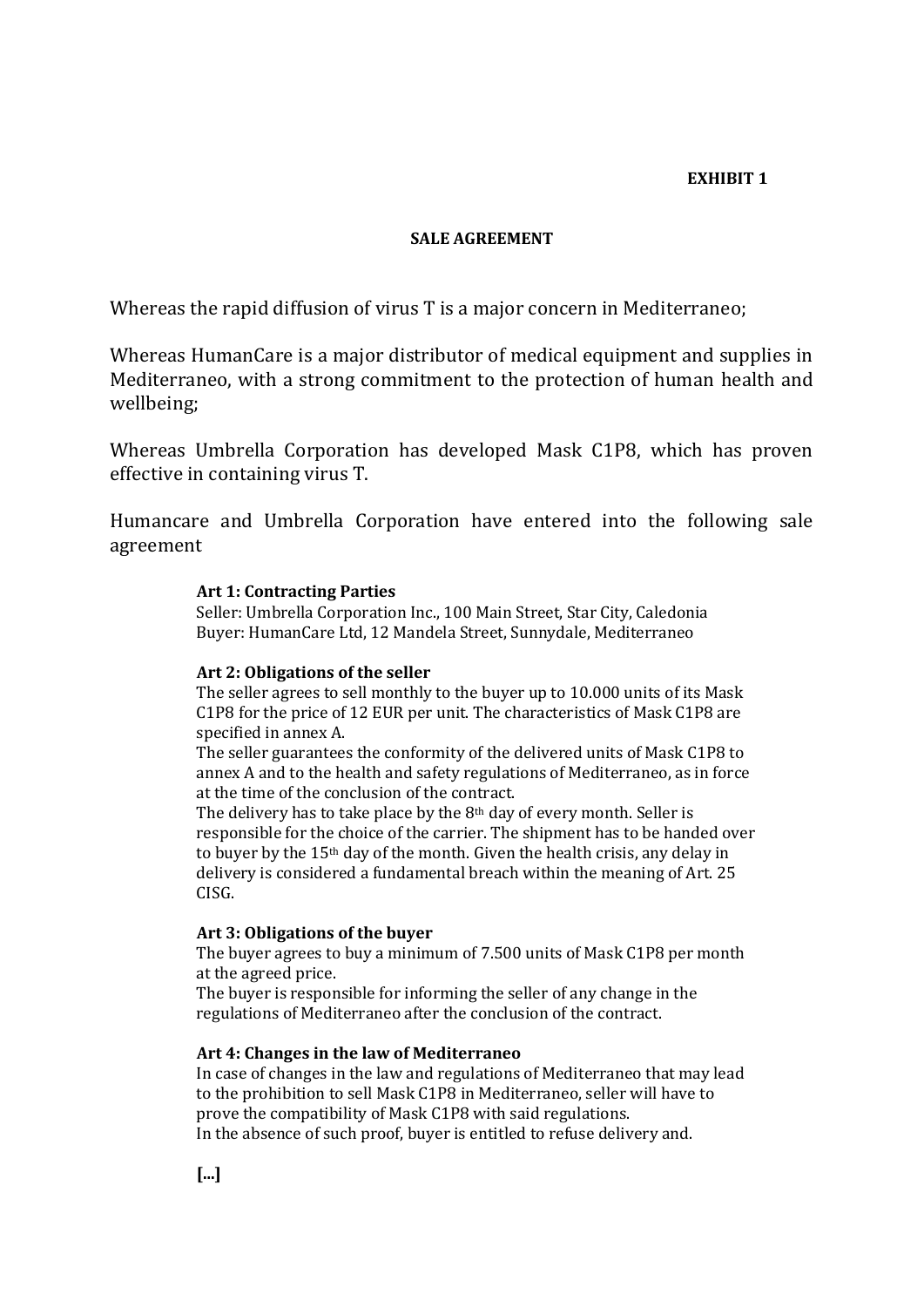**EXHIBIT 1**

**SALE AGREEMENT**

Whereas the rapid diffusion of virus T is a major concern in Mediterraneo;

Whereas HumanCare is a major distributor of medical equipment and supplies in Mediterraneo, with a strong commitment to the protection of human health and wellbeing;

Whereas Umbrella Corporation has developed Mask C1P8, which has proven effective in containing virus T.

Humancare and Umbrella Corporation have entered into the following sale agreement

**Art 1: Contracting Parties**
Seller: Umbrella Corporation Inc., 100 Main Street, Star City, Caledonia
Buyer: HumanCare Ltd, 12 Mandela Street, Sunnydale, Mediterraneo

**Art 2: Obligations of the seller**
The seller agrees to sell monthly to the buyer up to 10.000 units of its Mask C1P8 for the price of 12 EUR per unit. The characteristics of Mask C1P8 are specified in annex A.
The seller guarantees the conformity of the delivered units of Mask C1P8 to annex A and to the health and safety regulations of Mediterraneo, as in force at the time of the conclusion of the contract.
The delivery has to take place by the 8th day of every month. Seller is responsible for the choice of the carrier. The shipment has to be handed over to buyer by the 15th day of the month. Given the health crisis, any delay in delivery is considered a fundamental breach within the meaning of Art. 25 CISG.

**Art 3: Obligations of the buyer**
The buyer agrees to buy a minimum of 7.500 units of Mask C1P8 per month at the agreed price.
The buyer is responsible for informing the seller of any change in the regulations of Mediterraneo after the conclusion of the contract.

**Art 4: Changes in the law of Mediterraneo**
In case of changes in the law and regulations of Mediterraneo that may lead to the prohibition to sell Mask C1P8 in Mediterraneo, seller will have to prove the compatibility of Mask C1P8 with said regulations.
In the absence of such proof, buyer is entitled to refuse delivery and.

**[...]**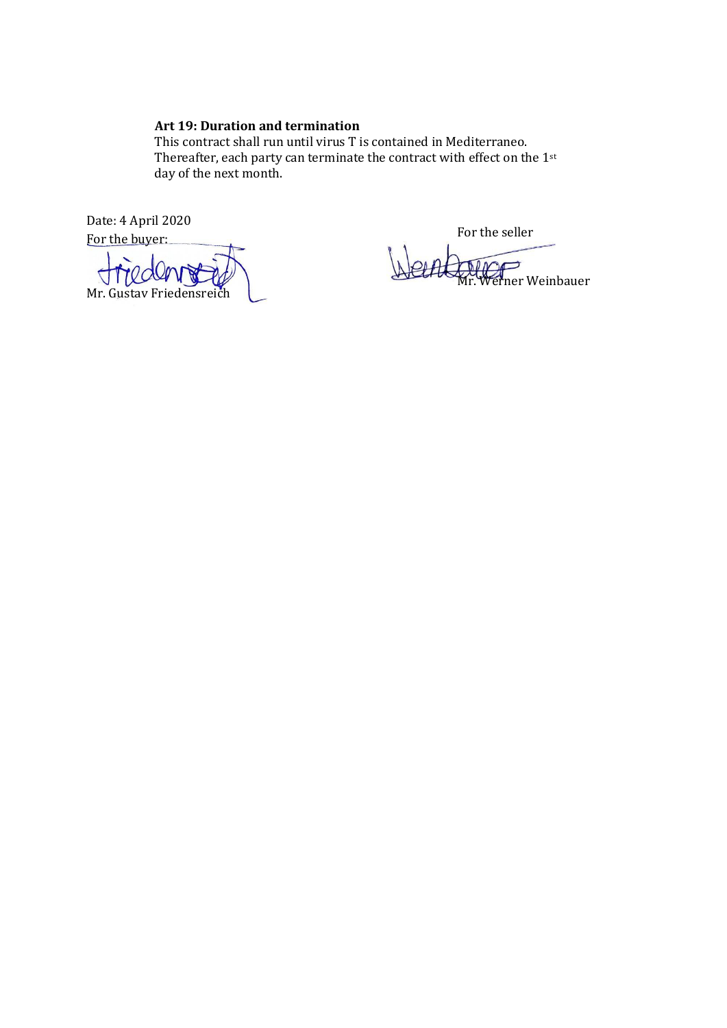**Art 19: Duration and termination**

This contract shall run until virus T is contained in Mediterraneo. Thereafter, each party can terminate the contract with effect on the 1st day of the next month.

Date: 4 April 2020

For the buyer:

Mr. Gustav Friedensreich

For the seller

Mr. Werner Weinbauer